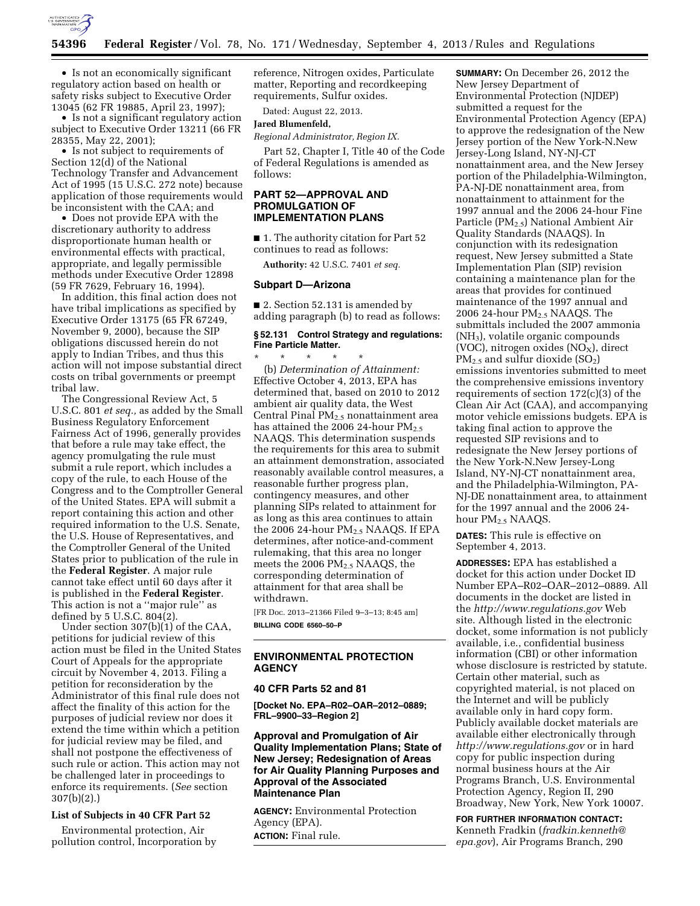- Is not an economically significant regulatory action based on health or safety risks subject to Executive Order 13045 (62 FR 19885, April 23, 1997);
- Is not a significant regulatory action subject to Executive Order 13211 (66 FR 28355, May 22, 2001);
- Is not subject to requirements of Section 12(d) of the National Technology Transfer and Advancement Act of 1995 (15 U.S.C. 272 note) because application of those requirements would be inconsistent with the CAA; and
- Does not provide EPA with the discretionary authority to address disproportionate human health or environmental effects with practical, appropriate, and legally permissible methods under Executive Order 12898 (59 FR 7629, February 16, 1994).

In addition, this final action does not have tribal implications as specified by Executive Order 13175 (65 FR 67249, November 9, 2000), because the SIP obligations discussed herein do not apply to Indian Tribes, and thus this action will not impose substantial direct costs on tribal governments or preempt tribal law.

The Congressional Review Act, 5 U.S.C. 801 *et seq.,* as added by the Small Business Regulatory Enforcement Fairness Act of 1996, generally provides that before a rule may take effect, the agency promulgating the rule must submit a rule report, which includes a copy of the rule, to each House of the Congress and to the Comptroller General of the United States. EPA will submit a report containing this action and other required information to the U.S. Senate, the U.S. House of Representatives, and the Comptroller General of the United States prior to publication of the rule in the **Federal Register**. A major rule cannot take effect until 60 days after it is published in the **Federal Register**. This action is not a ''major rule'' as defined by 5 U.S.C. 804(2).

Under section 307(b)(1) of the CAA, petitions for judicial review of this action must be filed in the United States Court of Appeals for the appropriate circuit by November 4, 2013. Filing a petition for reconsideration by the Administrator of this final rule does not affect the finality of this action for the purposes of judicial review nor does it extend the time within which a petition for judicial review may be filed, and shall not postpone the effectiveness of such rule or action. This action may not be challenged later in proceedings to enforce its requirements. (*See* section 307(b)(2).)

### List of Subjects in 40 CFR Part 52

Environmental protection, Air pollution control, Incorporation by reference, Nitrogen oxides, Particulate matter, Reporting and recordkeeping requirements, Sulfur oxides.

Dated: August 22, 2013.

**Jared Blumenfeld,**

*Regional Administrator, Region IX.*

Part 52, Chapter I, Title 40 of the Code of Federal Regulations is amended as follows:

## PART 52—APPROVAL AND PROMULGATION OF IMPLEMENTATION PLANS

■ 1. The authority citation for Part 52 continues to read as follows:

**Authority:** 42 U.S.C. 7401 *et seq.*

### Subpart D—Arizona

■ 2. Section 52.131 is amended by adding paragraph (b) to read as follows:

#### § 52.131 Control Strategy and regulations: Fine Particle Matter.

\* \* \* \* \*

(b) *Determination of Attainment:* Effective October 4, 2013, EPA has determined that, based on 2010 to 2012 ambient air quality data, the West Central Pinal $PM_{2.5}$ nonattainment area has attained the 2006 24-hour $PM_{2.5}$ NAAQS. This determination suspends the requirements for this area to submit an attainment demonstration, associated reasonably available control measures, a reasonable further progress plan, contingency measures, and other planning SIPs related to attainment for as long as this area continues to attain the 2006 24-hour $PM_{2.5}$ NAAQS. If EPA determines, after notice-and-comment rulemaking, that this area no longer meets the 2006 $PM_{2.5}$ NAAQS, the corresponding determination of attainment for that area shall be withdrawn.

[FR Doc. 2013–21366 Filed 9–3–13; 8:45 am]

**BILLING CODE 6560–50–P**

---

## ENVIRONMENTAL PROTECTION AGENCY

### 40 CFR Parts 52 and 81

**[Docket No. EPA–R02–OAR–2012–0889; FRL–9900–33–Region 2]**

### Approval and Promulgation of Air Quality Implementation Plans; State of New Jersey; Redesignation of Areas for Air Quality Planning Purposes and Approval of the Associated Maintenance Plan

**AGENCY:** Environmental Protection Agency (EPA).

**ACTION:** Final rule.

**SUMMARY:** On December 26, 2012 the New Jersey Department of Environmental Protection (NJDEP) submitted a request for the Environmental Protection Agency (EPA) to approve the redesignation of the New Jersey portion of the New York-N.New Jersey-Long Island, NY-NJ-CT nonattainment area, and the New Jersey portion of the Philadelphia-Wilmington, PA-NJ-DE nonattainment area, from nonattainment to attainment for the 1997 annual and the 2006 24-hour Fine Particle ($PM_{2.5}$) National Ambient Air Quality Standards (NAAQS). In conjunction with its redesignation request, New Jersey submitted a State Implementation Plan (SIP) revision containing a maintenance plan for the areas that provides for continued maintenance of the 1997 annual and 2006 24-hour $PM_{2.5}$ NAAQS. The submittals included the 2007 ammonia ($NH_3$), volatile organic compounds (VOC), nitrogen oxides ($NO_X$), direct $PM_{2.5}$ and sulfur dioxide ($SO_2$) emissions inventories submitted to meet the comprehensive emissions inventory requirements of section 172(c)(3) of the Clean Air Act (CAA), and accompanying motor vehicle emissions budgets. EPA is taking final action to approve the requested SIP revisions and to redesignate the New Jersey portions of the New York-N.New Jersey-Long Island, NY-NJ-CT nonattainment area, and the Philadelphia-Wilmington, PA-NJ-DE nonattainment area, to attainment for the 1997 annual and the 2006 24-hour $PM_{2.5}$ NAAQS.

**DATES:** This rule is effective on September 4, 2013.

**ADDRESSES:** EPA has established a docket for this action under Docket ID Number EPA–R02–OAR–2012–0889. All documents in the docket are listed in the *http://www.regulations.gov* Web site. Although listed in the electronic docket, some information is not publicly available, i.e., confidential business information (CBI) or other information whose disclosure is restricted by statute. Certain other material, such as copyrighted material, is not placed on the Internet and will be publicly available only in hard copy form. Publicly available docket materials are available either electronically through *http://www.regulations.gov* or in hard copy for public inspection during normal business hours at the Air Programs Branch, U.S. Environmental Protection Agency, Region II, 290 Broadway, New York, New York 10007.

**FOR FURTHER INFORMATION CONTACT:** Kenneth Fradkin (*fradkin.kenneth@epa.gov*), Air Programs Branch, 290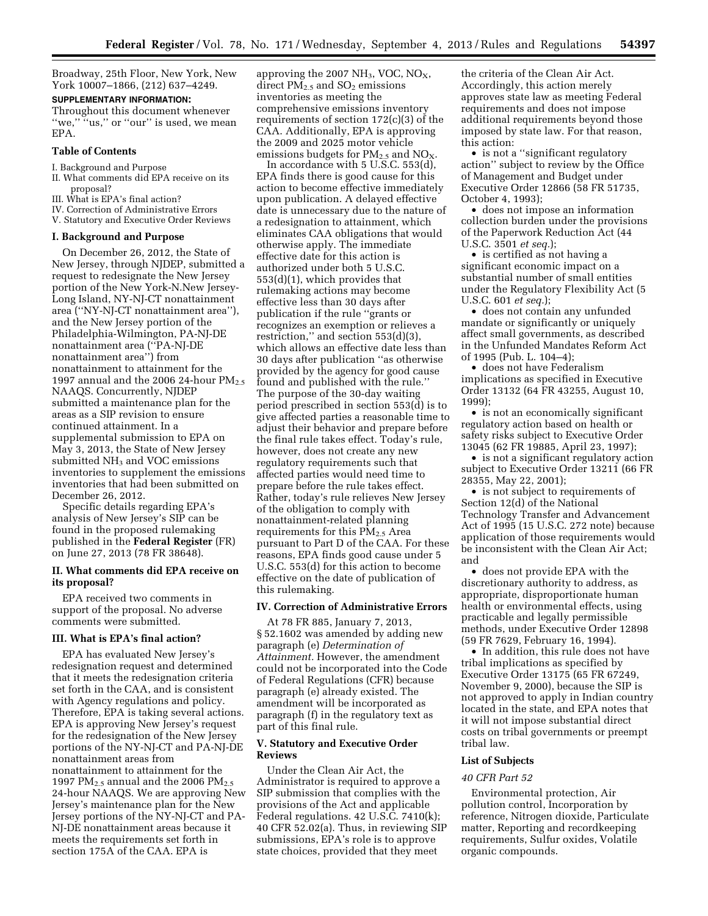Broadway, 25th Floor, New York, New York 10007–1866, (212) 637–4249.

**SUPPLEMENTARY INFORMATION:**

Throughout this document whenever ''we,'' ''us,'' or ''our'' is used, we mean EPA.

### Table of Contents

I. Background and Purpose
II. What comments did EPA receive on its proposal?
III. What is EPA's final action?
IV. Correction of Administrative Errors
V. Statutory and Executive Order Reviews

### I. Background and Purpose

On December 26, 2012, the State of New Jersey, through NJDEP, submitted a request to redesignate the New Jersey portion of the New York-N.New Jersey-Long Island, NY-NJ-CT nonattainment area (''NY-NJ-CT nonattainment area''), and the New Jersey portion of the Philadelphia-Wilmington, PA-NJ-DE nonattainment area (''PA-NJ-DE nonattainment area'') from nonattainment to attainment for the 1997 annual and the 2006 24-hour $PM_{2.5}$ NAAQS. Concurrently, NJDEP submitted a maintenance plan for the areas as a SIP revision to ensure continued attainment. In a supplemental submission to EPA on May 3, 2013, the State of New Jersey submitted $NH_3$ and VOC emissions inventories to supplement the emissions inventories that had been submitted on December 26, 2012.

Specific details regarding EPA's analysis of New Jersey's SIP can be found in the proposed rulemaking published in the **Federal Register** (FR) on June 27, 2013 (78 FR 38648).

### II. What comments did EPA receive on its proposal?

EPA received two comments in support of the proposal. No adverse comments were submitted.

### III. What is EPA's final action?

EPA has evaluated New Jersey's redesignation request and determined that it meets the redesignation criteria set forth in the CAA, and is consistent with Agency regulations and policy. Therefore, EPA is taking several actions. EPA is approving New Jersey's request for the redesignation of the New Jersey portions of the NY-NJ-CT and PA-NJ-DE nonattainment areas from nonattainment to attainment for the 1997 $PM_{2.5}$ annual and the 2006 $PM_{2.5}$ 24-hour NAAQS. We are approving New Jersey's maintenance plan for the New Jersey portions of the NY-NJ-CT and PA-NJ-DE nonattainment areas because it meets the requirements set forth in section 175A of the CAA. EPA is approving the 2007 $NH_3$, VOC, $NO_X$, direct $PM_{2.5}$ and $SO_2$ emissions inventories as meeting the comprehensive emissions inventory requirements of section 172(c)(3) of the CAA. Additionally, EPA is approving the 2009 and 2025 motor vehicle emissions budgets for $PM_{2.5}$ and $NO_X$.

In accordance with 5 U.S.C. 553(d), EPA finds there is good cause for this action to become effective immediately upon publication. A delayed effective date is unnecessary due to the nature of a redesignation to attainment, which eliminates CAA obligations that would otherwise apply. The immediate effective date for this action is authorized under both 5 U.S.C. 553(d)(1), which provides that rulemaking actions may become effective less than 30 days after publication if the rule ''grants or recognizes an exemption or relieves a restriction,'' and section 553(d)(3), which allows an effective date less than 30 days after publication ''as otherwise provided by the agency for good cause found and published with the rule.'' The purpose of the 30-day waiting period prescribed in section 553(d) is to give affected parties a reasonable time to adjust their behavior and prepare before the final rule takes effect. Today's rule, however, does not create any new regulatory requirements such that affected parties would need time to prepare before the rule takes effect. Rather, today's rule relieves New Jersey of the obligation to comply with nonattainment-related planning requirements for this $PM_{2.5}$ Area pursuant to Part D of the CAA. For these reasons, EPA finds good cause under 5 U.S.C. 553(d) for this action to become effective on the date of publication of this rulemaking.

### IV. Correction of Administrative Errors

At 78 FR 885, January 7, 2013, § 52.1602 was amended by adding new paragraph (e) *Determination of Attainment.* However, the amendment could not be incorporated into the Code of Federal Regulations (CFR) because paragraph (e) already existed. The amendment will be incorporated as paragraph (f) in the regulatory text as part of this final rule.

### V. Statutory and Executive Order Reviews

Under the Clean Air Act, the Administrator is required to approve a SIP submission that complies with the provisions of the Act and applicable Federal regulations. 42 U.S.C. 7410(k); 40 CFR 52.02(a). Thus, in reviewing SIP submissions, EPA's role is to approve state choices, provided that they meet the criteria of the Clean Air Act. Accordingly, this action merely approves state law as meeting Federal requirements and does not impose additional requirements beyond those imposed by state law. For that reason, this action:

- is not a ''significant regulatory action'' subject to review by the Office of Management and Budget under Executive Order 12866 (58 FR 51735, October 4, 1993);
- does not impose an information collection burden under the provisions of the Paperwork Reduction Act (44 U.S.C. 3501 *et seq.*);
- is certified as not having a significant economic impact on a substantial number of small entities under the Regulatory Flexibility Act (5 U.S.C. 601 *et seq.*);
- does not contain any unfunded mandate or significantly or uniquely affect small governments, as described in the Unfunded Mandates Reform Act of 1995 (Pub. L. 104–4);
- does not have Federalism implications as specified in Executive Order 13132 (64 FR 43255, August 10, 1999);
- is not an economically significant regulatory action based on health or safety risks subject to Executive Order 13045 (62 FR 19885, April 23, 1997);
- is not a significant regulatory action subject to Executive Order 13211 (66 FR 28355, May 22, 2001);
- is not subject to requirements of Section 12(d) of the National Technology Transfer and Advancement Act of 1995 (15 U.S.C. 272 note) because application of those requirements would be inconsistent with the Clean Air Act; and
- does not provide EPA with the discretionary authority to address, as appropriate, disproportionate human health or environmental effects, using practicable and legally permissible methods, under Executive Order 12898 (59 FR 7629, February 16, 1994).
- In addition, this rule does not have tribal implications as specified by Executive Order 13175 (65 FR 67249, November 9, 2000), because the SIP is not approved to apply in Indian country located in the state, and EPA notes that it will not impose substantial direct costs on tribal governments or preempt tribal law.

### List of Subjects

*40 CFR Part 52*

Environmental protection, Air pollution control, Incorporation by reference, Nitrogen dioxide, Particulate matter, Reporting and recordkeeping requirements, Sulfur oxides, Volatile organic compounds.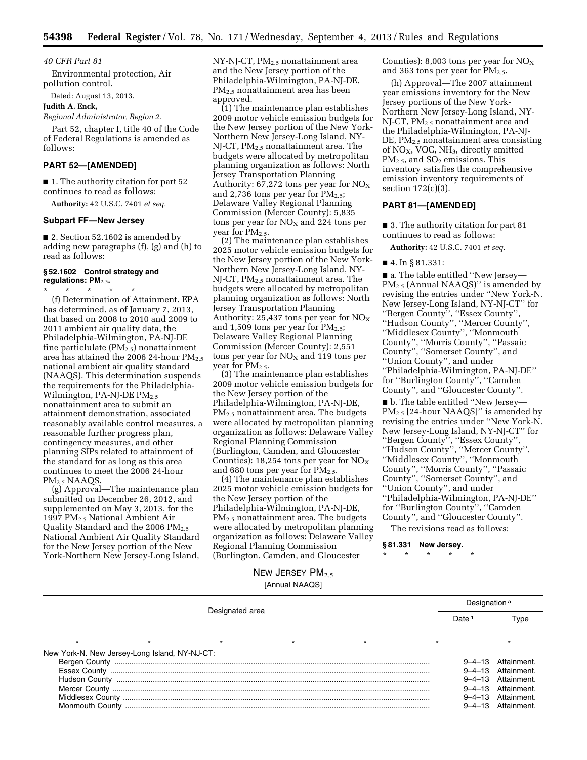*40 CFR Part 81*

Environmental protection, Air pollution control.

Dated: August 13, 2013.

**Judith A. Enck,**

*Regional Administrator, Region 2.*

Part 52, chapter I, title 40 of the Code of Federal Regulations is amended as follows:

## PART 52—[AMENDED]

■ 1. The authority citation for part 52 continues to read as follows:

**Authority:** 42 U.S.C. 7401 *et seq.*

### Subpart FF—New Jersey

■ 2. Section 52.1602 is amended by adding new paragraphs (f), (g) and (h) to read as follows:

#### § 52.1602 Control strategy and regulations: $PM_{2.5}$.

\* \* \* \* \*

(f) Determination of Attainment. EPA has determined, as of January 7, 2013, that based on 2008 to 2010 and 2009 to 2011 ambient air quality data, the Philadelphia-Wilmington, PA-NJ-DE fine particulate ($PM_{2.5}$) nonattainment area has attained the 2006 24-hour $PM_{2.5}$ national ambient air quality standard (NAAQS). This determination suspends the requirements for the Philadelphia-Wilmington, PA-NJ-DE $PM_{2.5}$ nonattainment area to submit an attainment demonstration, associated reasonably available control measures, a reasonable further progress plan, contingency measures, and other planning SIPs related to attainment of the standard for as long as this area continues to meet the 2006 24-hour $PM_{2.5}$ NAAQS.

(g) Approval—The maintenance plan submitted on December 26, 2012, and supplemented on May 3, 2013, for the 1997 $PM_{2.5}$ National Ambient Air Quality Standard and the 2006 $PM_{2.5}$ National Ambient Air Quality Standard for the New Jersey portion of the New York-Northern New Jersey-Long Island, NY-NJ-CT, $PM_{2.5}$ nonattainment area and the New Jersey portion of the Philadelphia-Wilmington, PA-NJ-DE, $PM_{2.5}$ nonattainment area has been approved.

(1) The maintenance plan establishes 2009 motor vehicle emission budgets for the New Jersey portion of the New York-Northern New Jersey-Long Island, NY-NJ-CT, $PM_{2.5}$ nonattainment area. The budgets were allocated by metropolitan planning organization as follows: North Jersey Transportation Planning Authority: 67,272 tons per year for $NO_X$ and 2,736 tons per year for $PM_{2.5}$; Delaware Valley Regional Planning Commission (Mercer County): 5,835 tons per year for $NO_X$ and 224 tons per year for $PM_{2.5}$.

(2) The maintenance plan establishes 2025 motor vehicle emission budgets for the New Jersey portion of the New York-Northern New Jersey-Long Island, NY-NJ-CT, $PM_{2.5}$ nonattainment area. The budgets were allocated by metropolitan planning organization as follows: North Jersey Transportation Planning Authority: 25,437 tons per year for $NO_X$ and 1,509 tons per year for $PM_{2.5}$; Delaware Valley Regional Planning Commission (Mercer County): 2,551 tons per year for $NO_X$ and 119 tons per year for $PM_{2.5}$.

(3) The maintenance plan establishes 2009 motor vehicle emission budgets for the New Jersey portion of the Philadelphia-Wilmington, PA-NJ-DE, $PM_{2.5}$ nonattainment area. The budgets were allocated by metropolitan planning organization as follows: Delaware Valley Regional Planning Commission (Burlington, Camden, and Gloucester Counties): 18,254 tons per year for $NO_X$ and 680 tons per year for $PM_{2.5}$.

(4) The maintenance plan establishes 2025 motor vehicle emission budgets for the New Jersey portion of the Philadelphia-Wilmington, PA-NJ-DE, $PM_{2.5}$ nonattainment area. The budgets were allocated by metropolitan planning organization as follows: Delaware Valley Regional Planning Commission (Burlington, Camden, and Gloucester Counties): 8,003 tons per year for $NO_X$ and 363 tons per year for $PM_{2.5}$.

(h) Approval—The 2007 attainment year emissions inventory for the New Jersey portions of the New York-Northern New Jersey-Long Island, NY-NJ-CT, $PM_{2.5}$ nonattainment area and the Philadelphia-Wilmington, PA-NJ-DE, $PM_{2.5}$ nonattainment area consisting of $NO_X$, VOC, $NH_3$, directly emitted $PM_{2.5}$, and $SO_2$ emissions. This inventory satisfies the comprehensive emission inventory requirements of section 172(c)(3).

## PART 81—[AMENDED]

■ 3. The authority citation for part 81 continues to read as follows:

**Authority:** 42 U.S.C. 7401 *et seq.*

■ 4. In § 81.331:

■ a. The table entitled ''New Jersey—$PM_{2.5}$ (Annual NAAQS)'' is amended by revising the entries under ''New York-N. New Jersey-Long Island, NY-NJ-CT'' for ''Bergen County'', ''Essex County'', ''Hudson County'', ''Mercer County'', ''Middlesex County'', ''Monmouth County'', ''Morris County'', ''Passaic County'', ''Somerset County'', and ''Union County'', and under ''Philadelphia-Wilmington, PA-NJ-DE'' for ''Burlington County'', ''Camden County'', and ''Gloucester County''.

■ b. The table entitled ''New Jersey—$PM_{2.5}$ [24-hour NAAQS]'' is amended by revising the entries under ''New York-N. New Jersey-Long Island, NY-NJ-CT'' for ''Bergen County'', ''Essex County'', ''Hudson County'', ''Mercer County'', ''Middlesex County'', ''Monmouth County'', ''Morris County'', ''Passaic County'', ''Somerset County'', and ''Union County'', and under ''Philadelphia-Wilmington, PA-NJ-DE'' for ''Burlington County'', ''Camden County'', and ''Gloucester County''.

The revisions read as follows:

#### § 81.331 New Jersey.

\* \* \* \* \*

NEW JERSEY $PM_{2.5}$

[Annual NAAQS]

| Designated area | Designation [a] | |
|---|---|---|
| | Date [1] | Type |
| \* \* \* \* \* | \* | \* |
| New York-N. New Jersey-Long Island, NY-NJ-CT: | | |
| Bergen County | 9–4–13 | Attainment. |
| Essex County | 9–4–13 | Attainment. |
| Hudson County | 9–4–13 | Attainment. |
| Mercer County | 9–4–13 | Attainment. |
| Middlesex County | 9–4–13 | Attainment. |
| Monmouth County | 9–4–13 | Attainment. |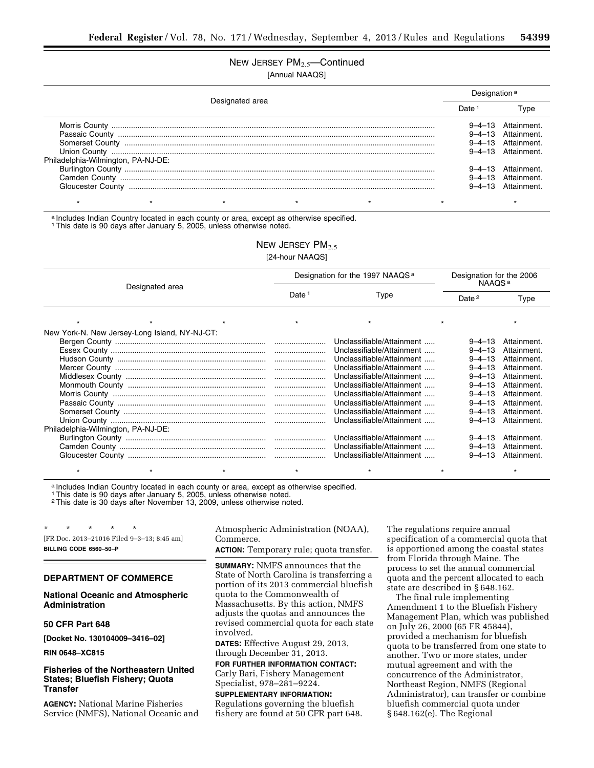NEW JERSEY $PM_{2.5}$—Continued

[Annual NAAQS]

| Designated area | Designation [a] | |
|---|---|---|
| | Date [1] | Type |
| Morris County | 9–4–13 | Attainment. |
| Passaic County | 9–4–13 | Attainment. |
| Somerset County | 9–4–13 | Attainment. |
| Union County | 9–4–13 | Attainment. |
| Philadelphia-Wilmington, PA-NJ-DE: | | |
| Burlington County | 9–4–13 | Attainment. |
| Camden County | 9–4–13 | Attainment. |
| Gloucester County | 9–4–13 | Attainment. |
| * * * * * | * | * |

[a] Includes Indian Country located in each county or area, except as otherwise specified.
[1] This date is 90 days after January 5, 2005, unless otherwise noted.

NEW JERSEY $PM_{2.5}$

[24-hour NAAQS]

| Designated area | Designation for the 1997 NAAQS [a] | | Designation for the 2006 NAAQS [a] | |
|---|---|---|---|---|
| | Date [1] | Type | Date [2] | Type |
| * * * | * | * | * | * |
| New York-N. New Jersey-Long Island, NY-NJ-CT: | | | | |
| Bergen County | | Unclassifiable/Attainment | 9–4–13 | Attainment. |
| Essex County | | Unclassifiable/Attainment | 9–4–13 | Attainment. |
| Hudson County | | Unclassifiable/Attainment | 9–4–13 | Attainment. |
| Mercer County | | Unclassifiable/Attainment | 9–4–13 | Attainment. |
| Middlesex County | | Unclassifiable/Attainment | 9–4–13 | Attainment. |
| Monmouth County | | Unclassifiable/Attainment | 9–4–13 | Attainment. |
| Morris County | | Unclassifiable/Attainment | 9–4–13 | Attainment. |
| Passaic County | | Unclassifiable/Attainment | 9–4–13 | Attainment. |
| Somerset County | | Unclassifiable/Attainment | 9–4–13 | Attainment. |
| Union County | | Unclassifiable/Attainment | 9–4–13 | Attainment. |
| Philadelphia-Wilmington, PA-NJ-DE: | | | | |
| Burlington County | | Unclassifiable/Attainment | 9–4–13 | Attainment. |
| Camden County | | Unclassifiable/Attainment | 9–4–13 | Attainment. |
| Gloucester County | | Unclassifiable/Attainment | 9–4–13 | Attainment. |
| * * * | * | * | * | * |

[a] Includes Indian Country located in each county or area, except as otherwise specified.
[1] This date is 90 days after January 5, 2005, unless otherwise noted.
[2] This date is 30 days after November 13, 2009, unless otherwise noted.

\* \* \* \* \*

[FR Doc. 2013–21016 Filed 9–3–13; 8:45 am]

**BILLING CODE 6560–50–P**

## DEPARTMENT OF COMMERCE

### National Oceanic and Atmospheric Administration

### 50 CFR Part 648

**[Docket No. 130104009–3416–02]**

**RIN 0648–XC815**

### Fisheries of the Northeastern United States; Bluefish Fishery; Quota Transfer

**AGENCY:** National Marine Fisheries Service (NMFS), National Oceanic and Atmospheric Administration (NOAA), Commerce.

**ACTION:** Temporary rule; quota transfer.

**SUMMARY:** NMFS announces that the State of North Carolina is transferring a portion of its 2013 commercial bluefish quota to the Commonwealth of Massachusetts. By this action, NMFS adjusts the quotas and announces the revised commercial quota for each state involved.

**DATES:** Effective August 29, 2013, through December 31, 2013.

**FOR FURTHER INFORMATION CONTACT:** Carly Bari, Fishery Management Specialist, 978–281–9224.

**SUPPLEMENTARY INFORMATION:** Regulations governing the bluefish fishery are found at 50 CFR part 648. The regulations require annual specification of a commercial quota that is apportioned among the coastal states from Florida through Maine. The process to set the annual commercial quota and the percent allocated to each state are described in § 648.162.

The final rule implementing Amendment 1 to the Bluefish Fishery Management Plan, which was published on July 26, 2000 (65 FR 45844), provided a mechanism for bluefish quota to be transferred from one state to another. Two or more states, under mutual agreement and with the concurrence of the Administrator, Northeast Region, NMFS (Regional Administrator), can transfer or combine bluefish commercial quota under § 648.162(e). The Regional